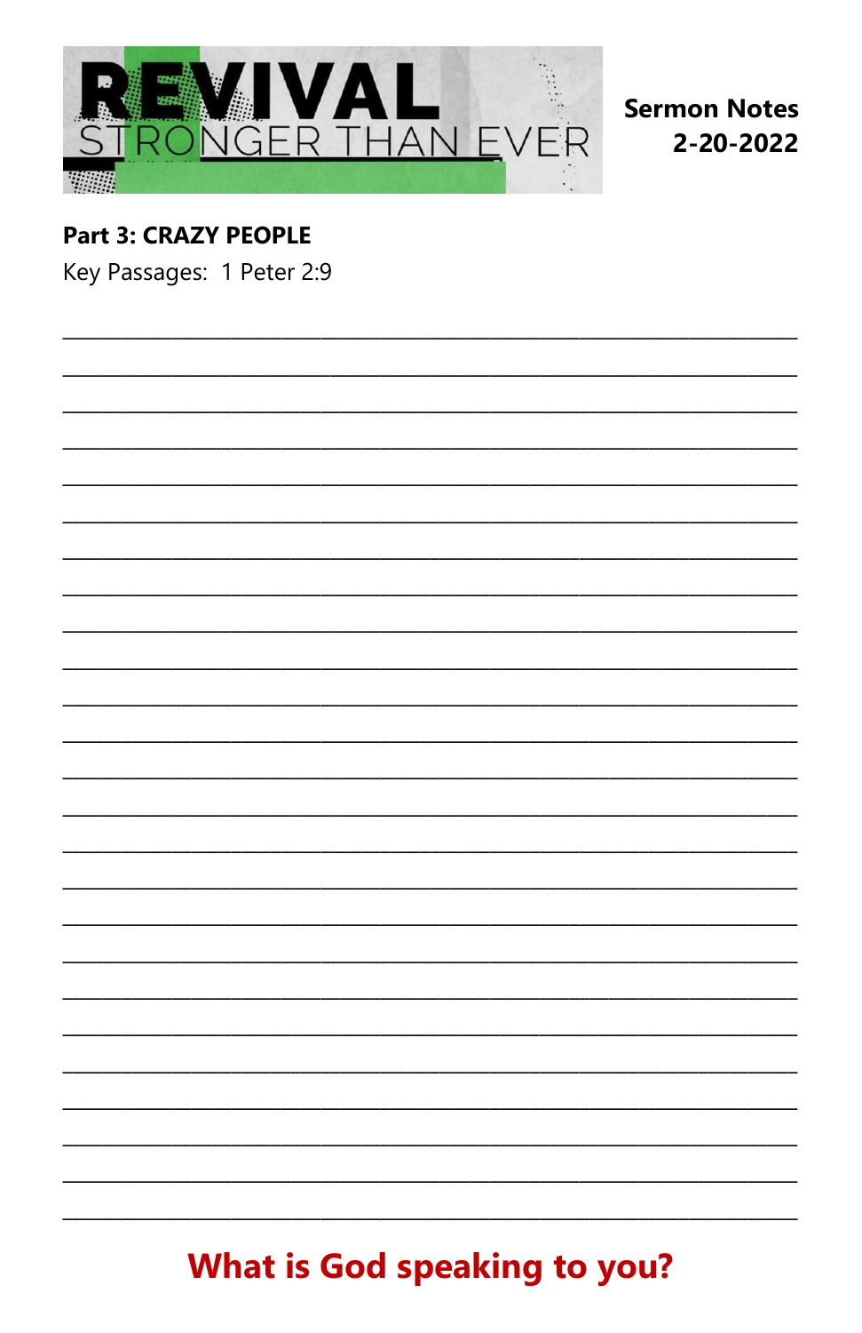# REVIVAL
## STRONGER THAN EVER

**Sermon Notes**
**2-20-2022**

**Part 3: CRAZY PEOPLE**

Key Passages: 1 Peter 2:9

**What is God speaking to you?**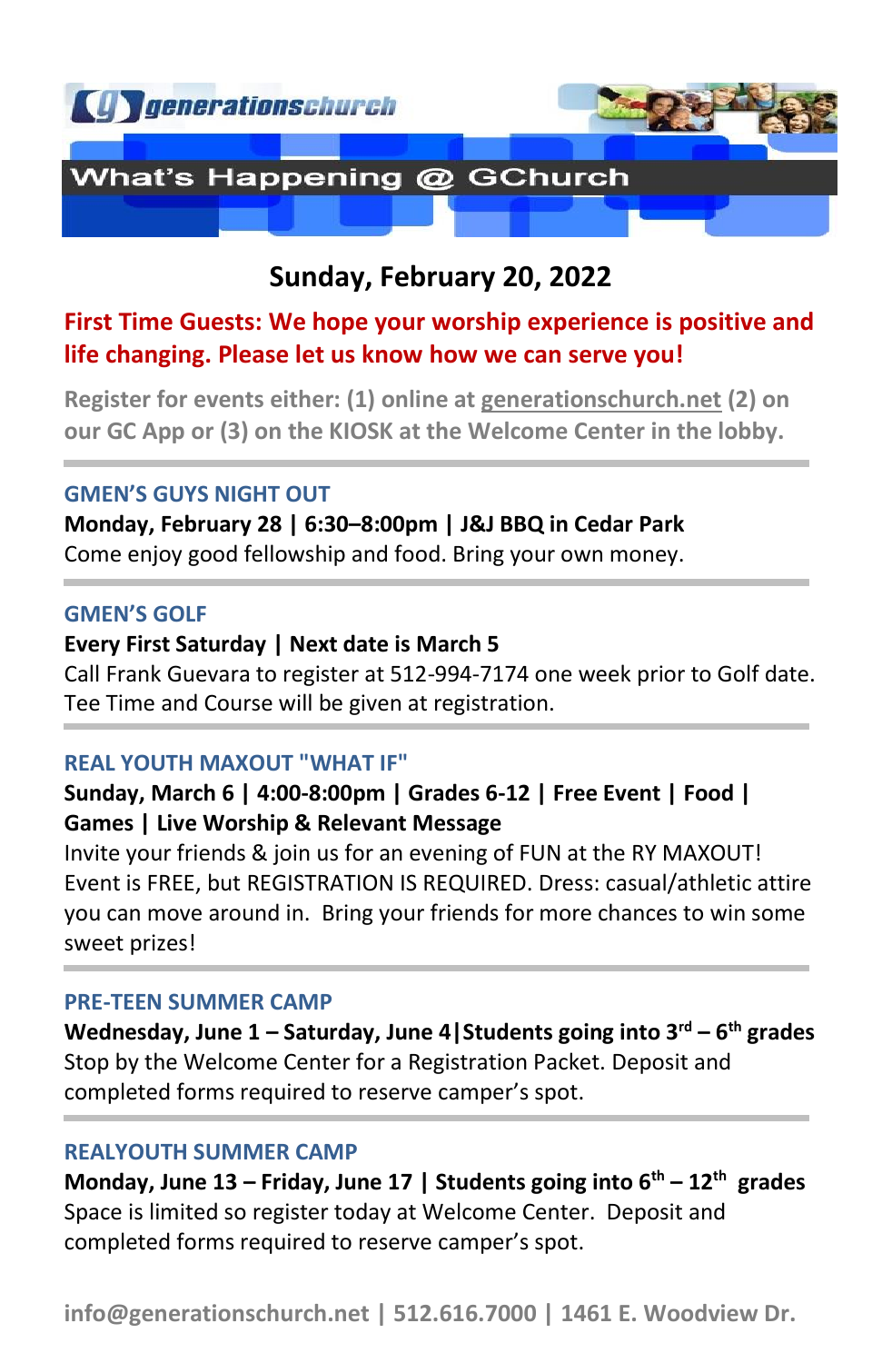generationschurch

# What's Happening @ GChurch

## Sunday, February 20, 2022

**First Time Guests: We hope your worship experience is positive and life changing. Please let us know how we can serve you!**

**Register for events either: (1) online at generationschurch.net (2) on our GC App or (3) on the KIOSK at the Welcome Center in the lobby.**

---

### GMEN'S GUYS NIGHT OUT

**Monday, February 28 | 6:30–8:00pm | J&J BBQ in Cedar Park**

Come enjoy good fellowship and food. Bring your own money.

---

### GMEN'S GOLF

**Every First Saturday | Next date is March 5**

Call Frank Guevara to register at 512-994-7174 one week prior to Golf date. Tee Time and Course will be given at registration.

---

### REAL YOUTH MAXOUT "WHAT IF"

**Sunday, March 6 | 4:00-8:00pm | Grades 6-12 | Free Event | Food | Games | Live Worship & Relevant Message**

Invite your friends & join us for an evening of FUN at the RY MAXOUT! Event is FREE, but REGISTRATION IS REQUIRED. Dress: casual/athletic attire you can move around in. Bring your friends for more chances to win some sweet prizes!

---

### PRE-TEEN SUMMER CAMP

**Wednesday, June 1 – Saturday, June 4|Students going into 3rd – 6th grades**

Stop by the Welcome Center for a Registration Packet. Deposit and completed forms required to reserve camper's spot.

---

### REALYOUTH SUMMER CAMP

**Monday, June 13 – Friday, June 17 | Students going into 6th – 12th grades**

Space is limited so register today at Welcome Center. Deposit and completed forms required to reserve camper's spot.

**info@generationschurch.net | 512.616.7000 | 1461 E. Woodview Dr.**